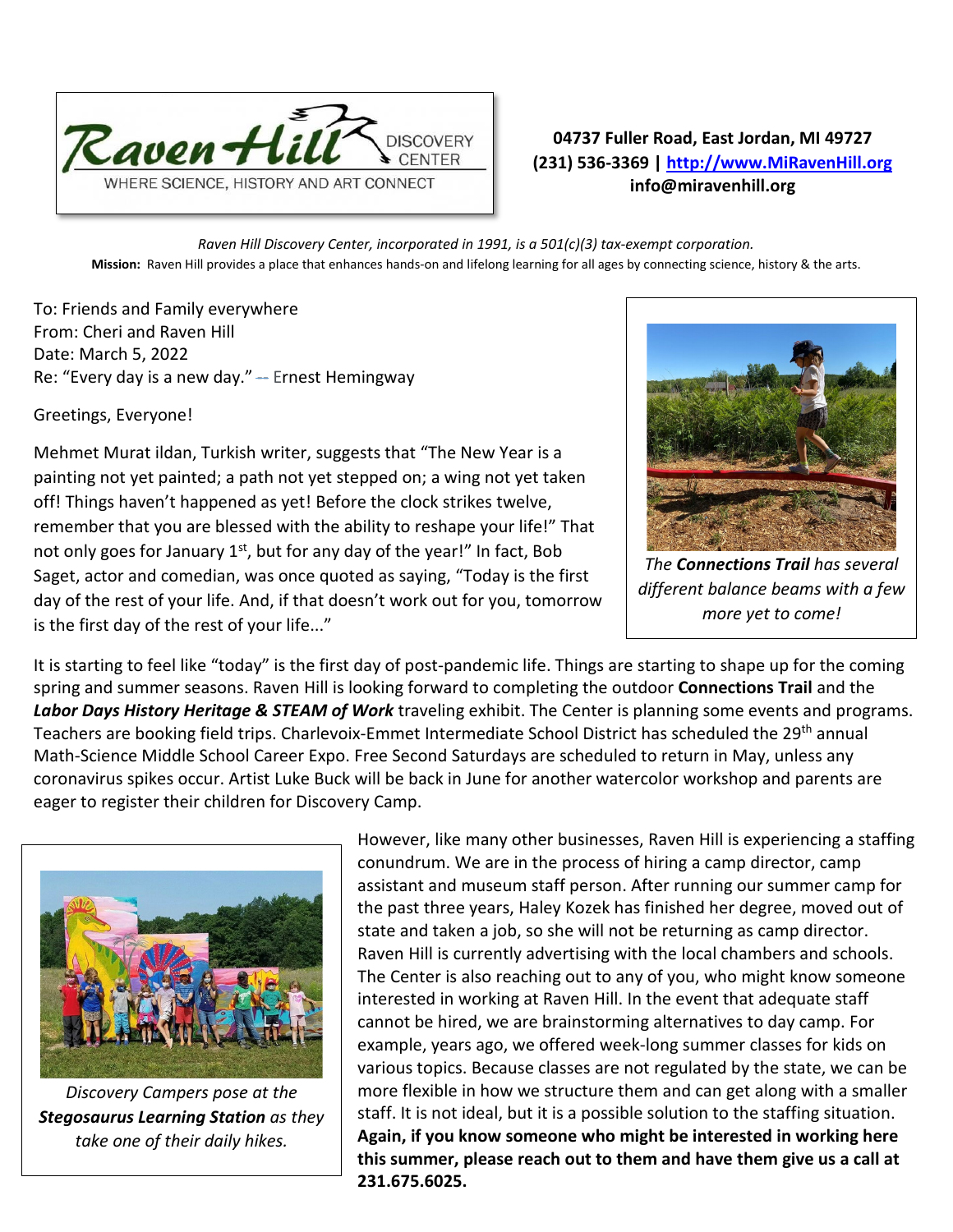Raven Hill DISCOVERY CENTER
WHERE SCIENCE, HISTORY AND ART CONNECT

**04737 Fuller Road, East Jordan, MI 49727**
**(231) 536-3369 | [http://www.MiRavenHill.org](http://www.MiRavenHill.org)**
**info@miravenhill.org**

*Raven Hill Discovery Center, incorporated in 1991, is a 501(c)(3) tax-exempt corporation.*
**Mission:** Raven Hill provides a place that enhances hands-on and lifelong learning for all ages by connecting science, history & the arts.

To: Friends and Family everywhere
From: Cheri and Raven Hill
Date: March 5, 2022
Re: "Every day is a new day." -- Ernest Hemingway

Greetings, Everyone!

Mehmet Murat ildan, Turkish writer, suggests that "The New Year is a painting not yet painted; a path not yet stepped on; a wing not yet taken off! Things haven't happened as yet! Before the clock strikes twelve, remember that you are blessed with the ability to reshape your life!" That not only goes for January 1st, but for any day of the year!" In fact, Bob Saget, actor and comedian, was once quoted as saying, "Today is the first day of the rest of your life. And, if that doesn't work out for you, tomorrow is the first day of the rest of your life..."

*The **Connections Trail** has several different balance beams with a few more yet to come!*

It is starting to feel like "today" is the first day of post-pandemic life. Things are starting to shape up for the coming spring and summer seasons. Raven Hill is looking forward to completing the outdoor **Connections Trail** and the ***Labor Days History Heritage & STEAM of Work*** traveling exhibit. The Center is planning some events and programs. Teachers are booking field trips. Charlevoix-Emmet Intermediate School District has scheduled the 29th annual Math-Science Middle School Career Expo. Free Second Saturdays are scheduled to return in May, unless any coronavirus spikes occur. Artist Luke Buck will be back in June for another watercolor workshop and parents are eager to register their children for Discovery Camp.

*Discovery Campers pose at the **Stegosaurus Learning Station** as they take one of their daily hikes.*

However, like many other businesses, Raven Hill is experiencing a staffing conundrum. We are in the process of hiring a camp director, camp assistant and museum staff person. After running our summer camp for the past three years, Haley Kozek has finished her degree, moved out of state and taken a job, so she will not be returning as camp director. Raven Hill is currently advertising with the local chambers and schools. The Center is also reaching out to any of you, who might know someone interested in working at Raven Hill. In the event that adequate staff cannot be hired, we are brainstorming alternatives to day camp. For example, years ago, we offered week-long summer classes for kids on various topics. Because classes are not regulated by the state, we can be more flexible in how we structure them and can get along with a smaller staff. It is not ideal, but it is a possible solution to the staffing situation. **Again, if you know someone who might be interested in working here this summer, please reach out to them and have them give us a call at 231.675.6025.**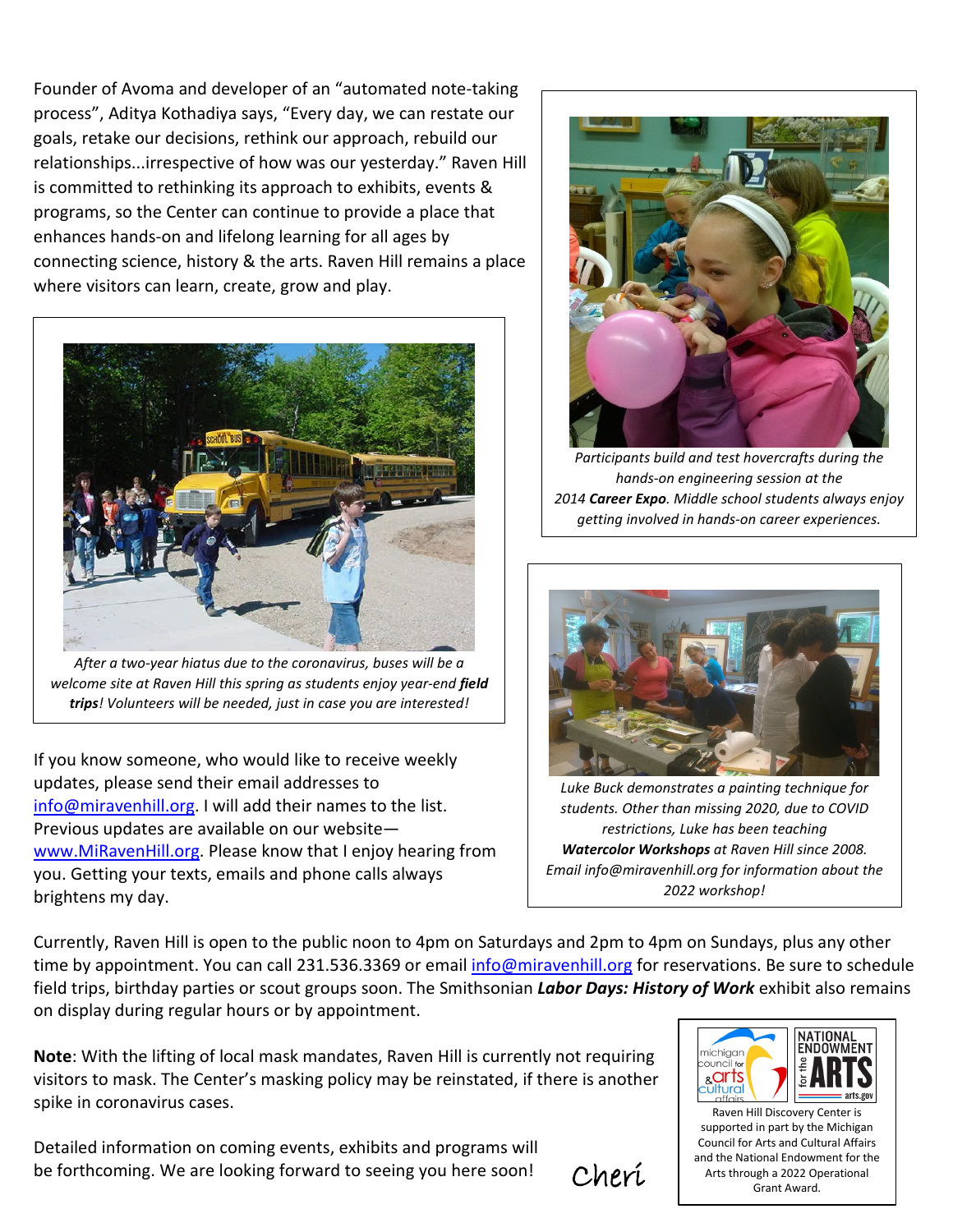Founder of Avoma and developer of an "automated note-taking process", Aditya Kothadiya says, "Every day, we can restate our goals, retake our decisions, rethink our approach, rebuild our relationships...irrespective of how was our yesterday." Raven Hill is committed to rethinking its approach to exhibits, events & programs, so the Center can continue to provide a place that enhances hands-on and lifelong learning for all ages by connecting science, history & the arts. Raven Hill remains a place where visitors can learn, create, grow and play.

*After a two-year hiatus due to the coronavirus, buses will be a welcome site at Raven Hill this spring as students enjoy year-end **field trips**! Volunteers will be needed, just in case you are interested!*

*Participants build and test hovercrafts during the hands-on engineering session at the 2014 **Career Expo**. Middle school students always enjoy getting involved in hands-on career experiences.*

If you know someone, who would like to receive weekly updates, please send their email addresses to info@miravenhill.org. I will add their names to the list. Previous updates are available on our website—www.MiRavenHill.org. Please know that I enjoy hearing from you. Getting your texts, emails and phone calls always brightens my day.

*Luke Buck demonstrates a painting technique for students. Other than missing 2020, due to COVID restrictions, Luke has been teaching **Watercolor Workshops** at Raven Hill since 2008. Email info@miravenhill.org for information about the 2022 workshop!*

Currently, Raven Hill is open to the public noon to 4pm on Saturdays and 2pm to 4pm on Sundays, plus any other time by appointment. You can call 231.536.3369 or email info@miravenhill.org for reservations. Be sure to schedule field trips, birthday parties or scout groups soon. The Smithsonian ***Labor Days: History of Work*** exhibit also remains on display during regular hours or by appointment.

**Note**: With the lifting of local mask mandates, Raven Hill is currently not requiring visitors to mask. The Center's masking policy may be reinstated, if there is another spike in coronavirus cases.

Detailed information on coming events, exhibits and programs will be forthcoming. We are looking forward to seeing you here soon!

Cheri

Raven Hill Discovery Center is supported in part by the Michigan Council for Arts and Cultural Affairs and the National Endowment for the Arts through a 2022 Operational Grant Award.